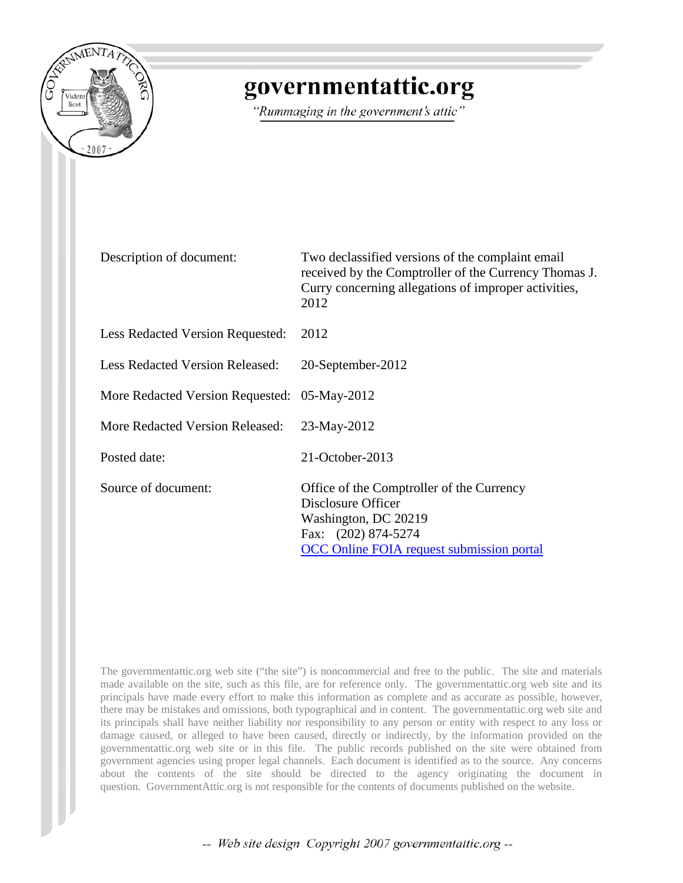# governmentattic.org

*"Rummaging in the government's attic"*

| | |
|---|---|
| Description of document: | Two declassified versions of the complaint email received by the Comptroller of the Currency Thomas J. Curry concerning allegations of improper activities, 2012 |
| Less Redacted Version Requested: | 2012 |
| Less Redacted Version Released: | 20-September-2012 |
| More Redacted Version Requested: | 05-May-2012 |
| More Redacted Version Released: | 23-May-2012 |
| Posted date: | 21-October-2013 |
| Source of document: | Office of the Comptroller of the Currency<br>Disclosure Officer<br>Washington, DC 20219<br>Fax: (202) 874-5274<br>OCC Online FOIA request submission portal |

The governmentattic.org web site ("the site") is noncommercial and free to the public. The site and materials made available on the site, such as this file, are for reference only. The governmentattic.org web site and its principals have made every effort to make this information as complete and as accurate as possible, however, there may be mistakes and omissions, both typographical and in content. The governmentattic.org web site and its principals shall have neither liability nor responsibility to any person or entity with respect to any loss or damage caused, or alleged to have been caused, directly or indirectly, by the information provided on the governmentattic.org web site or in this file. The public records published on the site were obtained from government agencies using proper legal channels. Each document is identified as to the source. Any concerns about the contents of the site should be directed to the agency originating the document in question. GovernmentAttic.org is not responsible for the contents of documents published on the website.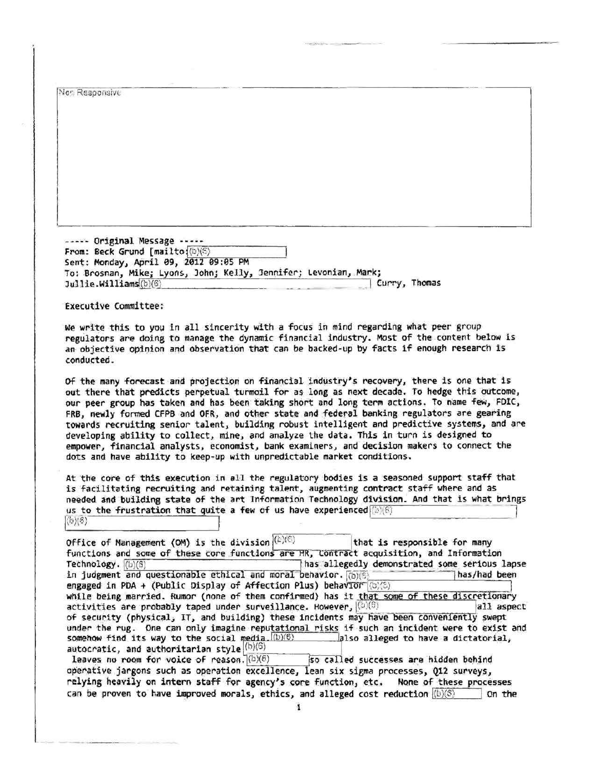Non Responsive

----- Original Message -----
From: Beck Grund [mailto:(b)(6)]
Sent: Monday, April 09, 2012 09:05 PM
To: Brosnan, Mike; Lyons, John; Kelly, Jennifer; Levonian, Mark; Jullie.Williams(b)(6) Curry, Thomas

Executive Committee:

We write this to you in all sincerity with a focus in mind regarding what peer group regulators are doing to manage the dynamic financial industry. Most of the content below is an objective opinion and observation that can be backed-up by facts if enough research is conducted.

Of the many forecast and projection on financial industry's recovery, there is one that is out there that predicts perpetual turmoil for as long as next decade. To hedge this outcome, our peer group has taken and has been taking short and long term actions. To name few, FDIC, FRB, newly formed CFPB and OFR, and other state and federal banking regulators are gearing towards recruiting senior talent, building robust intelligent and predictive systems, and are developing ability to collect, mine, and analyze the data. This in turn is designed to empower, financial analysts, economist, bank examiners, and decision makers to connect the dots and have ability to keep-up with unpredictable market conditions.

At the core of this execution in all the regulatory bodies is a seasoned support staff that is facilitating recruiting and retaining talent, augmenting contract staff where and as needed and building state of the art Information Technology division. And that is what brings us to the frustration that quite a few of us have experienced (b)(6) (b)(6)

Office of Management (OM) is the division (b)(6) that is responsible for many functions and some of these core functions are HR, Contract acquisition, and Information Technology. (b)(6) has allegedly demonstrated some serious lapse in judgment and questionable ethical and moral behavior. (b)(6) has/had been engaged in PDA + (Public Display of Affection Plus) behavior (b)(6) while being married. Rumor (none of them confirmed) has it that some of these discretionary activities are probably taped under surveillance. However, (b)(6) all aspect of security (physical, IT, and building) these incidents may have been conveniently swept under the rug. One can only imagine reputational risks if such an incident were to exist and somehow find its way to the social media. (b)(6) also alleged to have a dictatorial, autocratic, and authoritarian style (b)(6) leaves no room for voice of reason. (b)(6) so called successes are hidden behind operative jargons such as operation excellence, lean six sigma processes, Q12 surveys, relying heavily on intern staff for agency's core function, etc. None of these processes can be proven to have improved morals, ethics, and alleged cost reduction (b)(6) On the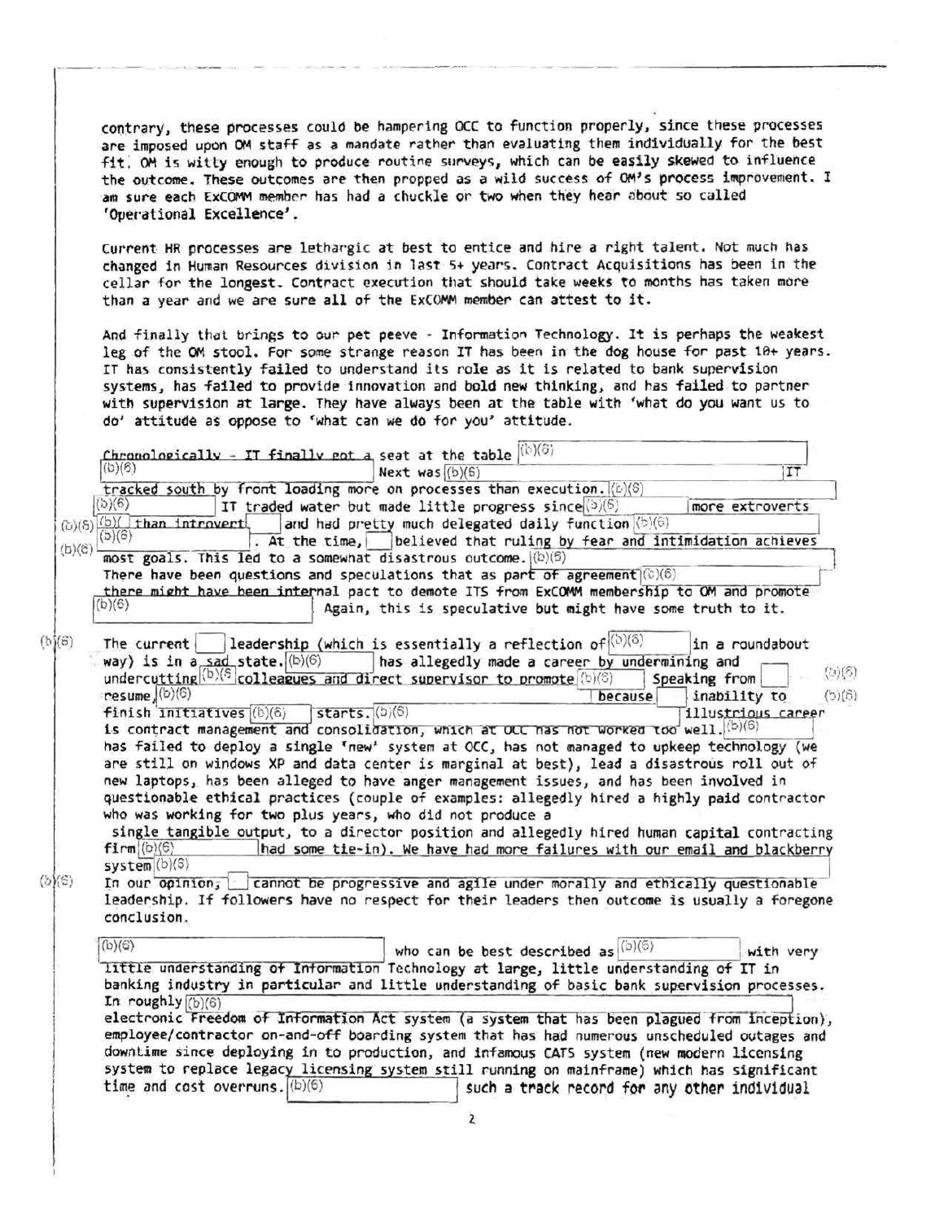contrary, these processes could be hampering OCC to function properly, since these processes are imposed upon OM staff as a mandate rather than evaluating them individually for the best fit. OM is witty enough to produce routine surveys, which can be easily skewed to influence the outcome. These outcomes are then propped as a wild success of OM's process improvement. I am sure each ExCOMM member has had a chuckle or two when they hear about so called 'Operational Excellence'.

Current HR processes are lethargic at best to entice and hire a right talent. Not much has changed in Human Resources division in last 5+ years. Contract Acquisitions has been in the cellar for the longest. Contract execution that should take weeks to months has taken more than a year and we are sure all of the ExCOMM member can attest to it.

And finally that brings to our pet peeve - Information Technology. It is perhaps the weakest leg of the OM stool. For some strange reason IT has been in the dog house for past 10+ years. IT has consistently failed to understand its role as it is related to bank supervision systems, has failed to provide innovation and bold new thinking, and has failed to partner with supervision at large. They have always been at the table with 'what do you want us to do' attitude as oppose to 'what can we do for you' attitude.

Chronologically - IT finally got a seat at the table (b)(6) (b)(6) Next was (b)(6) IT tracked south by front loading more on processes than execution. (b)(6) (b)(6) IT traded water but made little progress since (b)(6) more extroverts (b)(6) (b)(6) than introvert and had pretty much delegated daily function (b)(6) (b)(6) (b)(6). At the time, believed that ruling by fear and intimidation achieves most goals. This led to a somewhat disastrous outcome. (b)(6) There have been questions and speculations that as part of agreement (b)(6) there might have been internal pact to demote ITS from ExCOMM membership to OM and promote (b)(6) Again, this is speculative but might have some truth to it.

(b)(6) The current leadership (which is essentially a reflection of (b)(6) in a roundabout way) is in a sad state. (b)(6) has allegedly made a career by undermining and undercutting (b)(6) colleagues and direct supervisor to promote (b)(6) Speaking from (b)(6) resume, (b)(6) because inability to (b)(6) finish initiatives (b)(6) starts. (b)(6) illustrious career is contract management and consolidation, which at OCC has not worked too well. (b)(6) has failed to deploy a single 'new' system at OCC, has not managed to upkeep technology (we are still on windows XP and data center is marginal at best), lead a disastrous roll out of new laptops, has been alleged to have anger management issues, and has been involved in questionable ethical practices (couple of examples: allegedly hired a highly paid contractor who was working for two plus years, who did not produce a single tangible output, to a director position and allegedly hired human capital contracting firm (b)(6) had some tie-in). We have had more failures with our email and blackberry system (b)(6)

(b)(6) In our opinion, cannot be progressive and agile under morally and ethically questionable leadership. If followers have no respect for their leaders then outcome is usually a foregone conclusion.

(b)(6) who can be best described as (b)(6) with very little understanding of Information Technology at large, little understanding of IT in banking industry in particular and little understanding of basic bank supervision processes. In roughly (b)(6) electronic Freedom of Information Act system (a system that has been plagued from inception), employee/contractor on-and-off boarding system that has had numerous unscheduled outages and downtime since deploying in to production, and infamous CATS system (new modern licensing system to replace legacy licensing system still running on mainframe) which has significant time and cost overruns. (b)(6) such a track record for any other individual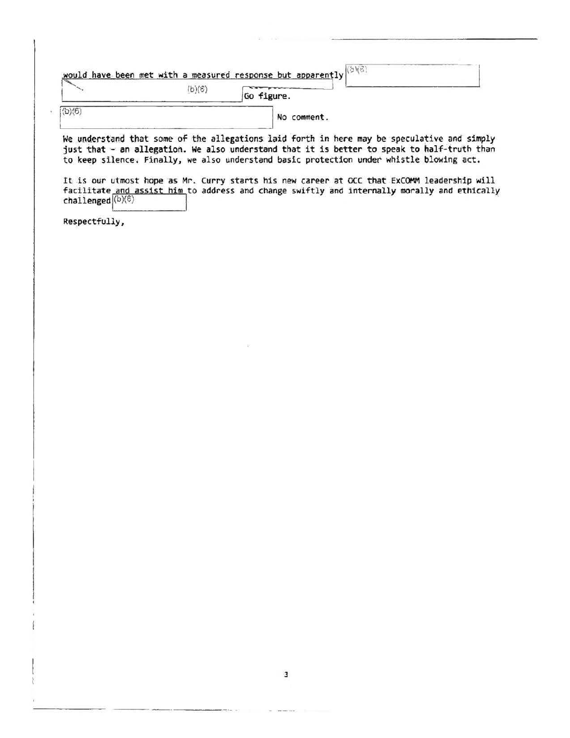would have been met with a measured response but apparently (b)(6) (b)(6) Go figure.

(b)(6) No comment.

We understand that some of the allegations laid forth in here may be speculative and simply just that - an allegation. We also understand that it is better to speak to half-truth than to keep silence. Finally, we also understand basic protection under whistle blowing act.

It is our utmost hope as Mr. Curry starts his new career at OCC that ExCOMM leadership will facilitate and assist him to address and change swiftly and internally morally and ethically challenged (b)(6)

Respectfully,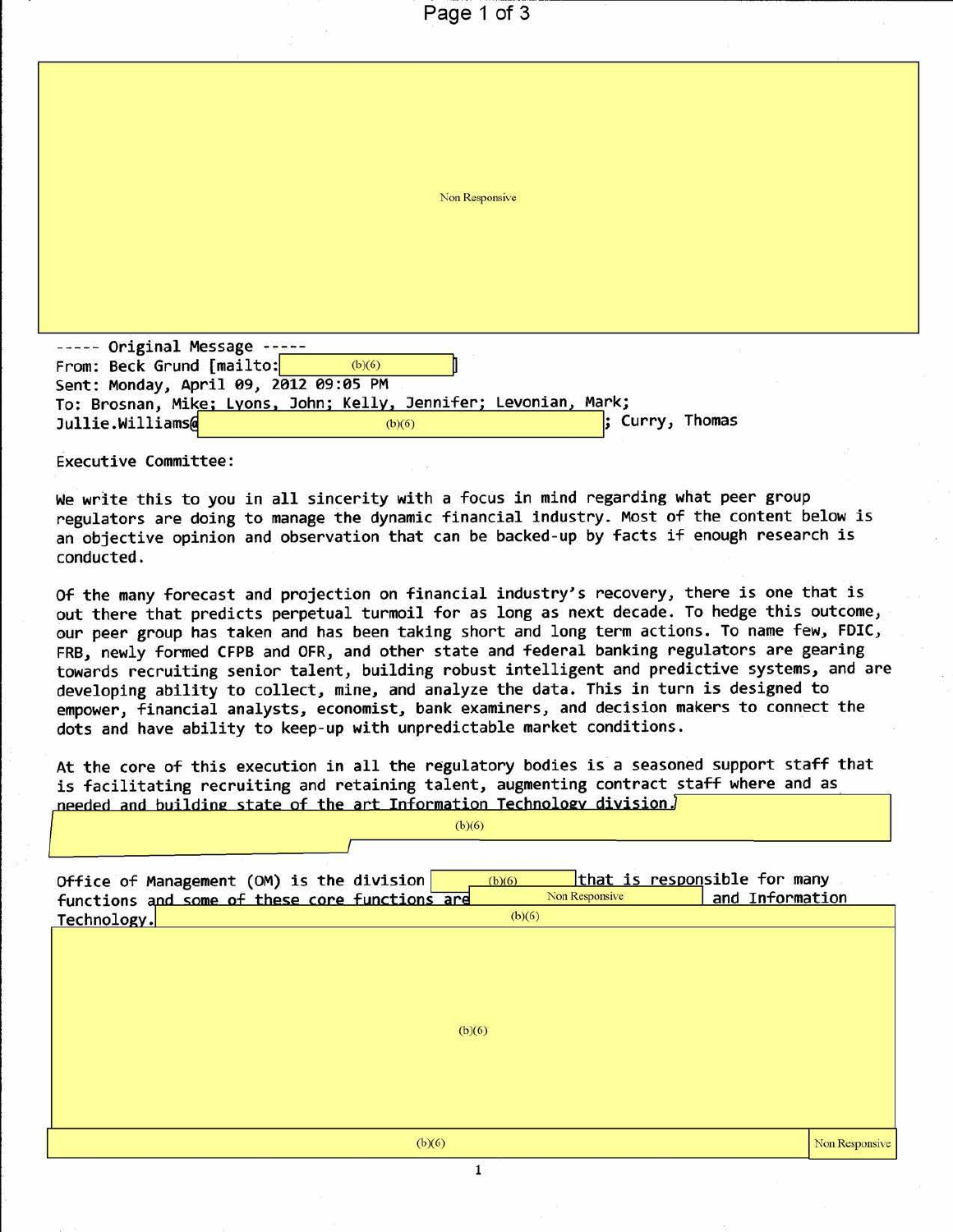Non Responsive

----- Original Message -----
From: Beck Grund [mailto: (b)(6) ]
Sent: Monday, April 09, 2012 09:05 PM
To: Brosnan, Mike; Lyons, John; Kelly, Jennifer; Levonian, Mark; Jullie.Williams@ (b)(6) ; Curry, Thomas

Executive Committee:

We write this to you in all sincerity with a focus in mind regarding what peer group regulators are doing to manage the dynamic financial industry. Most of the content below is an objective opinion and observation that can be backed-up by facts if enough research is conducted.

Of the many forecast and projection on financial industry's recovery, there is one that is out there that predicts perpetual turmoil for as long as next decade. To hedge this outcome, our peer group has taken and has been taking short and long term actions. To name few, FDIC, FRB, newly formed CFPB and OFR, and other state and federal banking regulators are gearing towards recruiting senior talent, building robust intelligent and predictive systems, and are developing ability to collect, mine, and analyze the data. This in turn is designed to empower, financial analysts, economist, bank examiners, and decision makers to connect the dots and have ability to keep-up with unpredictable market conditions.

At the core of this execution in all the regulatory bodies is a seasoned support staff that is facilitating recruiting and retaining talent, augmenting contract staff where and as needed and building state of the art Information Technology division. (b)(6)

Office of Management (OM) is the division (b)(6) that is responsible for many functions and some of these core functions are Non Responsive and Information Technology. (b)(6)

(b)(6)

(b)(6) Non Responsive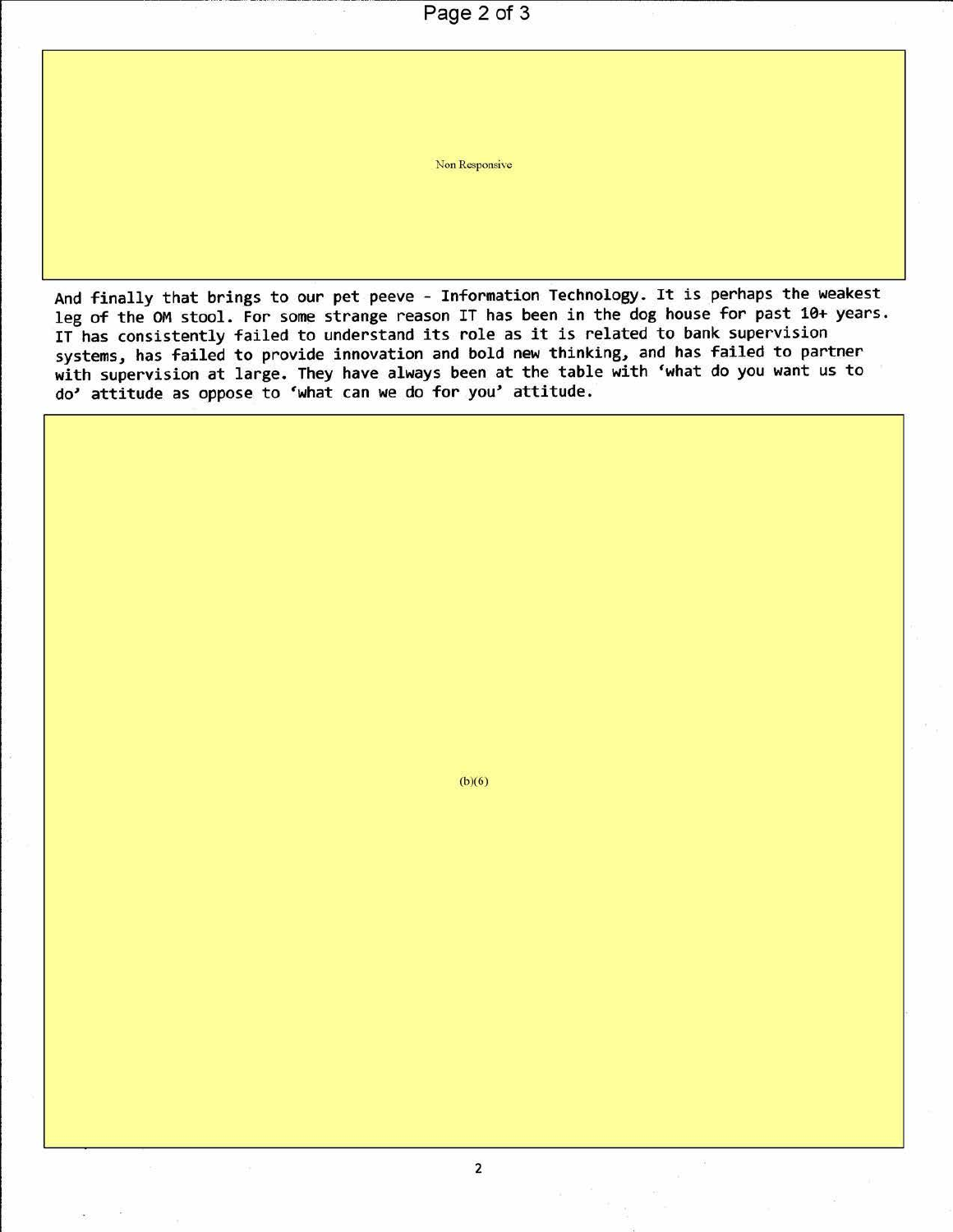Non Responsive

And finally that brings to our pet peeve - Information Technology. It is perhaps the weakest leg of the OM stool. For some strange reason IT has been in the dog house for past 10+ years. IT has consistently failed to understand its role as it is related to bank supervision systems, has failed to provide innovation and bold new thinking, and has failed to partner with supervision at large. They have always been at the table with 'what do you want us to do' attitude as oppose to 'what can we do for you' attitude.

(b)(6)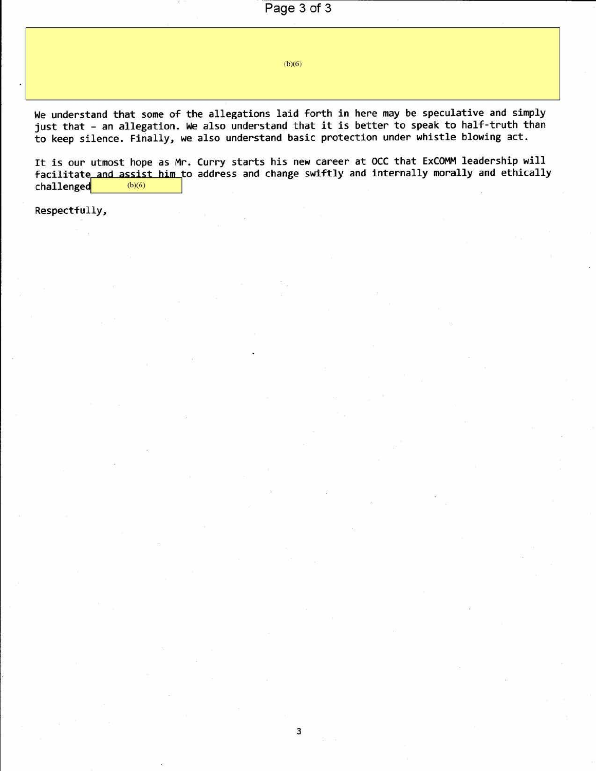(b)(6)

We understand that some of the allegations laid forth in here may be speculative and simply just that - an allegation. We also understand that it is better to speak to half-truth than to keep silence. Finally, we also understand basic protection under whistle blowing act.

It is our utmost hope as Mr. Curry starts his new career at OCC that ExCOMM leadership will facilitate and assist him to address and change swiftly and internally morally and ethically challenged (b)(6)

Respectfully,